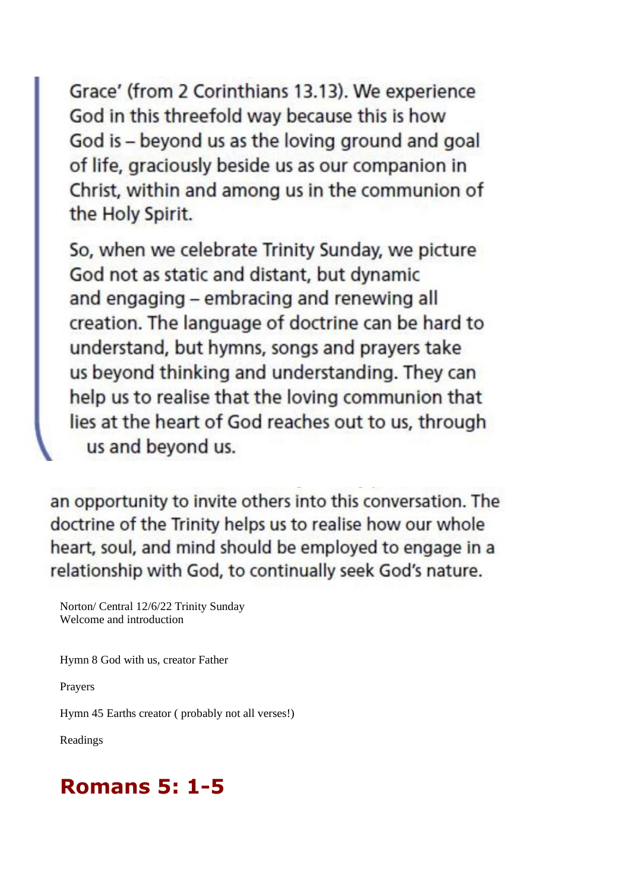Grace' (from 2 Corinthians 13.13). We experience God in this threefold way because this is how God is – beyond us as the loving ground and goal of life, graciously beside us as our companion in Christ, within and among us in the communion of the Holy Spirit.

So, when we celebrate Trinity Sunday, we picture God not as static and distant, but dynamic and engaging – embracing and renewing all creation. The language of doctrine can be hard to understand, but hymns, songs and prayers take us beyond thinking and understanding. They can help us to realise that the loving communion that lies at the heart of God reaches out to us, through us and beyond us.

an opportunity to invite others into this conversation. The doctrine of the Trinity helps us to realise how our whole heart, soul, and mind should be employed to engage in a relationship with God, to continually seek God's nature.

Norton/ Central 12/6/22 Trinity Sunday
Welcome and introduction

Hymn 8 God with us, creator Father

Prayers

Hymn 45 Earths creator ( probably not all verses!)

Readings

# Romans 5: 1-5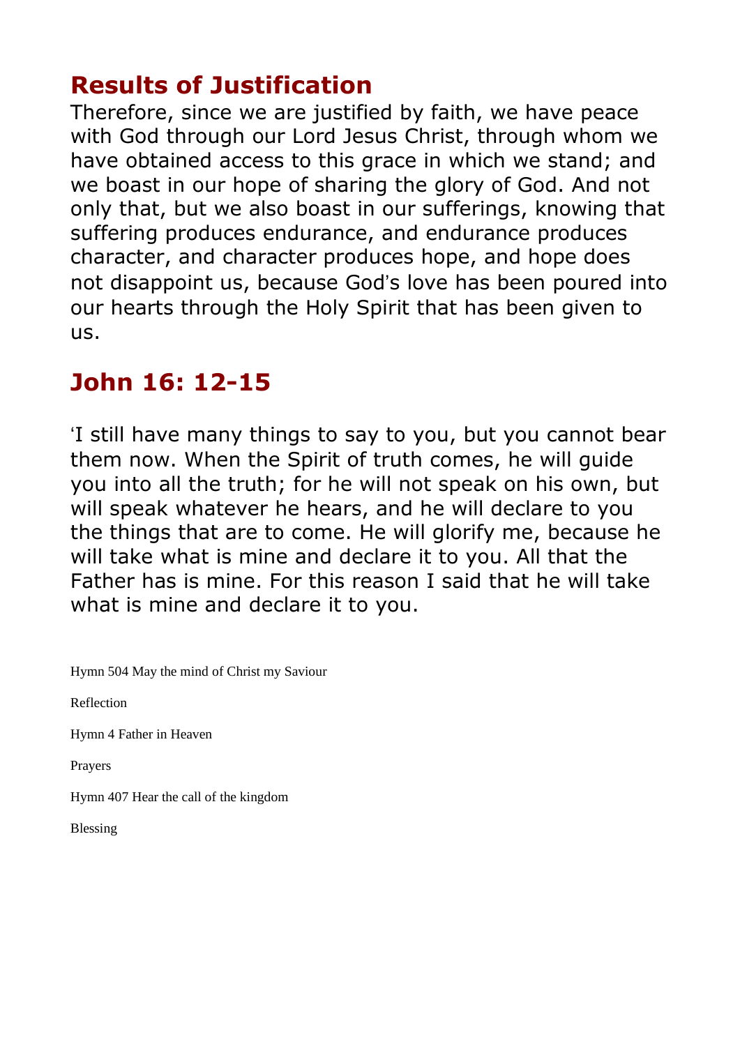## Results of Justification

Therefore, since we are justified by faith, we have peace with God through our Lord Jesus Christ, through whom we have obtained access to this grace in which we stand; and we boast in our hope of sharing the glory of God. And not only that, but we also boast in our sufferings, knowing that suffering produces endurance, and endurance produces character, and character produces hope, and hope does not disappoint us, because God's love has been poured into our hearts through the Holy Spirit that has been given to us.

## John 16: 12-15

'I still have many things to say to you, but you cannot bear them now. When the Spirit of truth comes, he will guide you into all the truth; for he will not speak on his own, but will speak whatever he hears, and he will declare to you the things that are to come. He will glorify me, because he will take what is mine and declare it to you. All that the Father has is mine. For this reason I said that he will take what is mine and declare it to you.

Hymn 504 May the mind of Christ my Saviour

Reflection

Hymn 4 Father in Heaven

Prayers

Hymn 407 Hear the call of the kingdom

Blessing